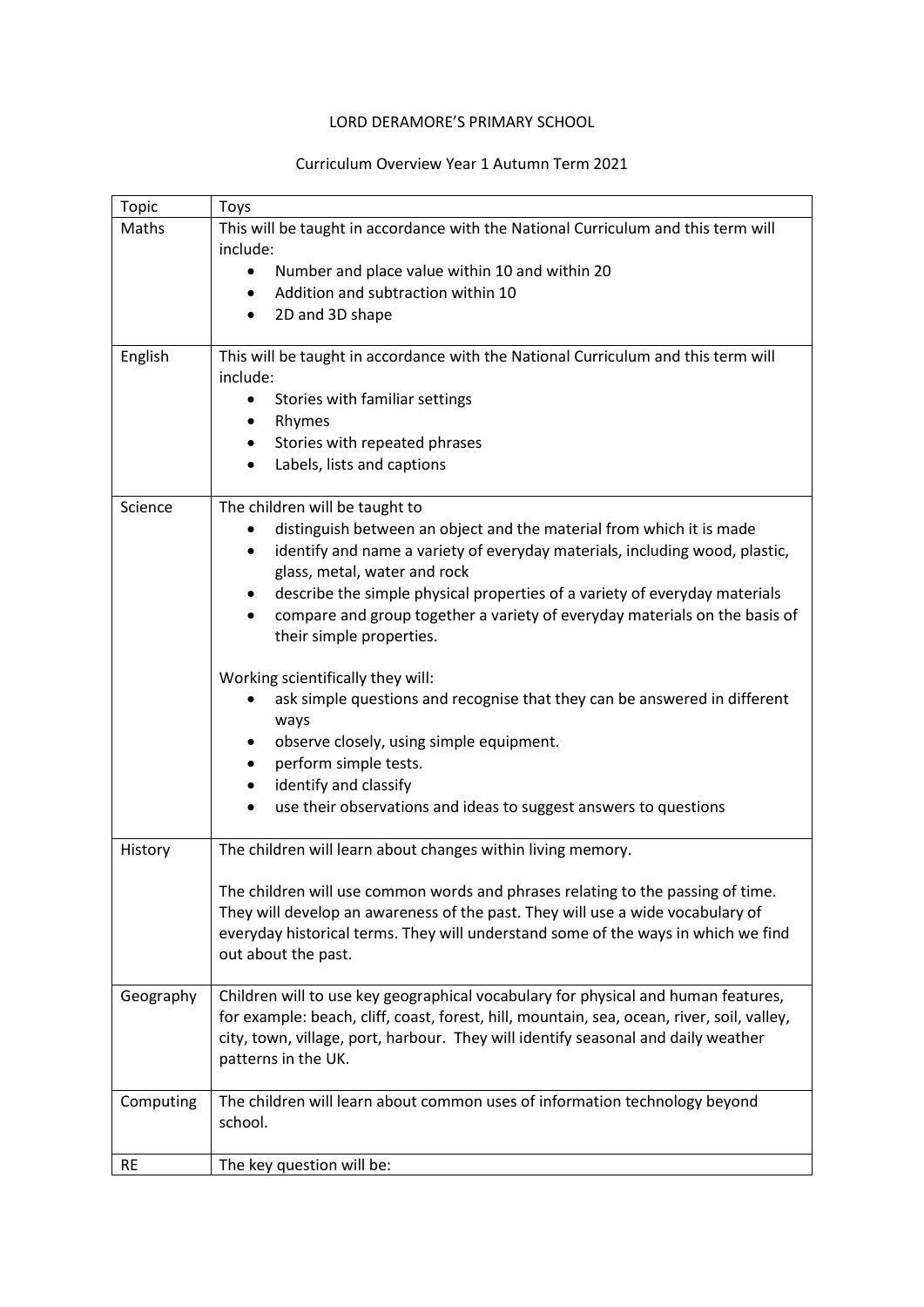LORD DERAMORE'S PRIMARY SCHOOL

Curriculum Overview Year 1 Autumn Term 2021

| Topic | Toys |
|---|---|
| Maths | This will be taught in accordance with the National Curriculum and this term will include:<br>• Number and place value within 10 and within 20<br>• Addition and subtraction within 10<br>• 2D and 3D shape |
| English | This will be taught in accordance with the National Curriculum and this term will include:<br>• Stories with familiar settings<br>• Rhymes<br>• Stories with repeated phrases<br>• Labels, lists and captions |
| Science | The children will be taught to<br>• distinguish between an object and the material from which it is made<br>• identify and name a variety of everyday materials, including wood, plastic, glass, metal, water and rock<br>• describe the simple physical properties of a variety of everyday materials<br>• compare and group together a variety of everyday materials on the basis of their simple properties.<br><br>Working scientifically they will:<br>• ask simple questions and recognise that they can be answered in different ways<br>• observe closely, using simple equipment.<br>• perform simple tests.<br>• identify and classify<br>• use their observations and ideas to suggest answers to questions |
| History | The children will learn about changes within living memory.<br><br>The children will use common words and phrases relating to the passing of time. They will develop an awareness of the past. They will use a wide vocabulary of everyday historical terms. They will understand some of the ways in which we find out about the past. |
| Geography | Children will to use key geographical vocabulary for physical and human features, for example: beach, cliff, coast, forest, hill, mountain, sea, ocean, river, soil, valley, city, town, village, port, harbour. They will identify seasonal and daily weather patterns in the UK. |
| Computing | The children will learn about common uses of information technology beyond school. |
| RE | The key question will be: |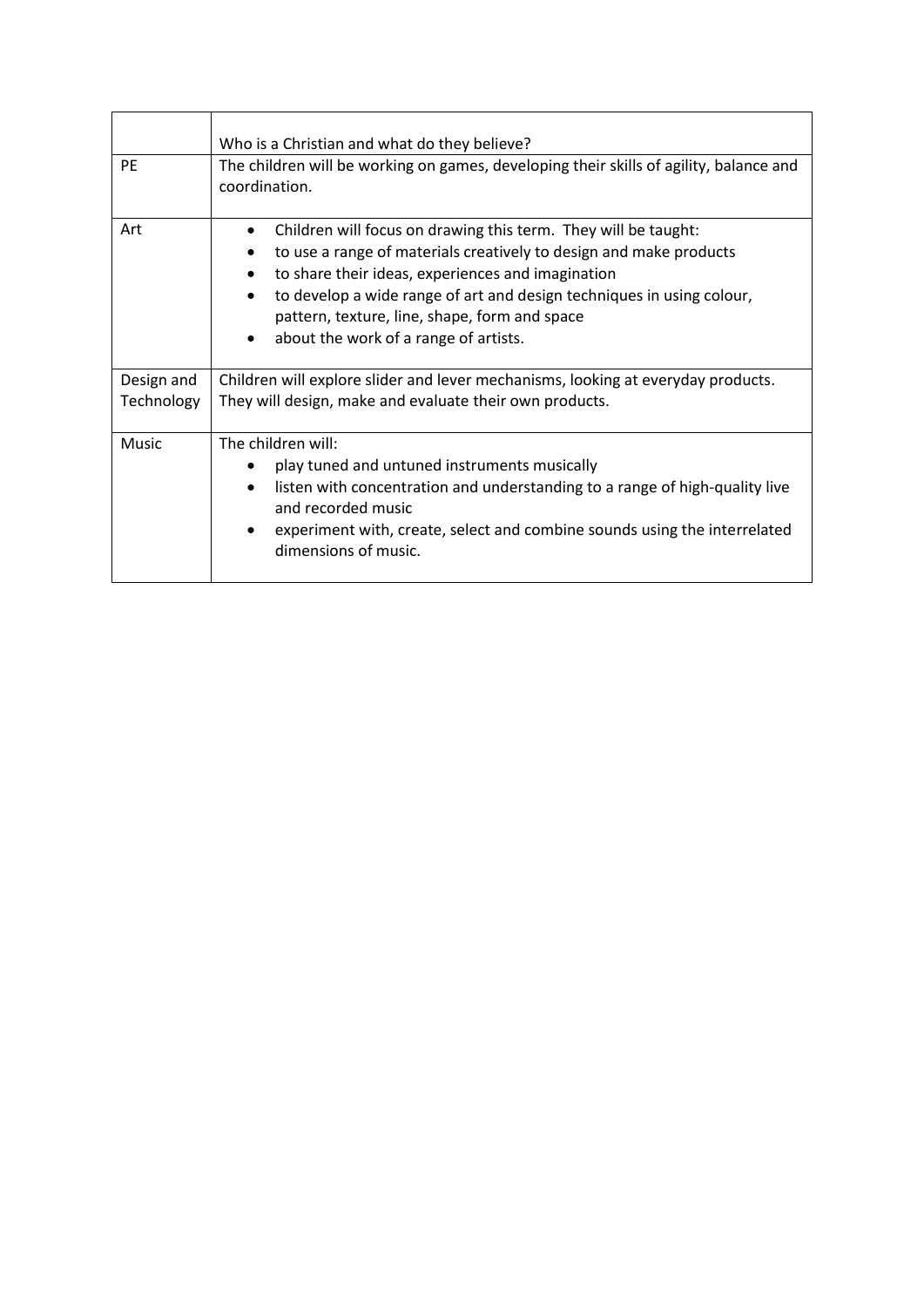| | |
|---|---|
| | Who is a Christian and what do they believe? |
| PE | The children will be working on games, developing their skills of agility, balance and coordination. |
| Art | • Children will focus on drawing this term. They will be taught:<br>• to use a range of materials creatively to design and make products<br>• to share their ideas, experiences and imagination<br>• to develop a wide range of art and design techniques in using colour, pattern, texture, line, shape, form and space<br>• about the work of a range of artists. |
| Design and Technology | Children will explore slider and lever mechanisms, looking at everyday products. They will design, make and evaluate their own products. |
| Music | The children will:<br>• play tuned and untuned instruments musically<br>• listen with concentration and understanding to a range of high-quality live and recorded music<br>• experiment with, create, select and combine sounds using the interrelated dimensions of music. |